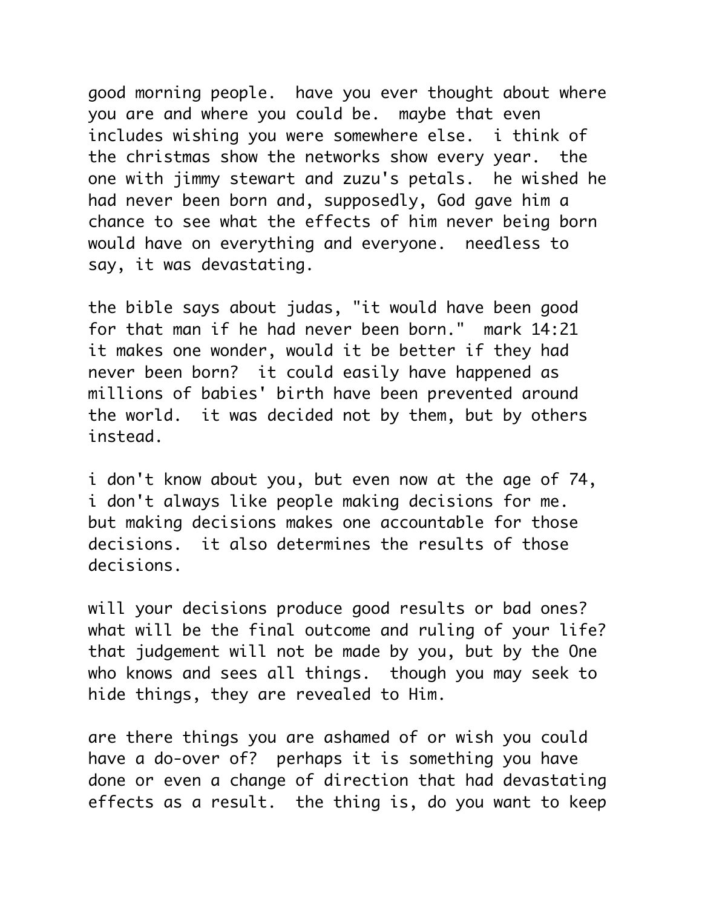good morning people.  have you ever thought about where you are and where you could be.  maybe that even includes wishing you were somewhere else.  i think of the christmas show the networks show every year.  the one with jimmy stewart and zuzu's petals.  he wished he had never been born and, supposedly, God gave him a chance to see what the effects of him never being born would have on everything and everyone.  needless to say, it was devastating.

the bible says about judas, "it would have been good for that man if he had never been born."  mark 14:21 it makes one wonder, would it be better if they had never been born?  it could easily have happened as millions of babies' birth have been prevented around the world.  it was decided not by them, but by others instead.

i don't know about you, but even now at the age of 74, i don't always like people making decisions for me. but making decisions makes one accountable for those decisions.  it also determines the results of those decisions.

will your decisions produce good results or bad ones? what will be the final outcome and ruling of your life? that judgement will not be made by you, but by the One who knows and sees all things.  though you may seek to hide things, they are revealed to Him.

are there things you are ashamed of or wish you could have a do-over of?  perhaps it is something you have done or even a change of direction that had devastating effects as a result.  the thing is, do you want to keep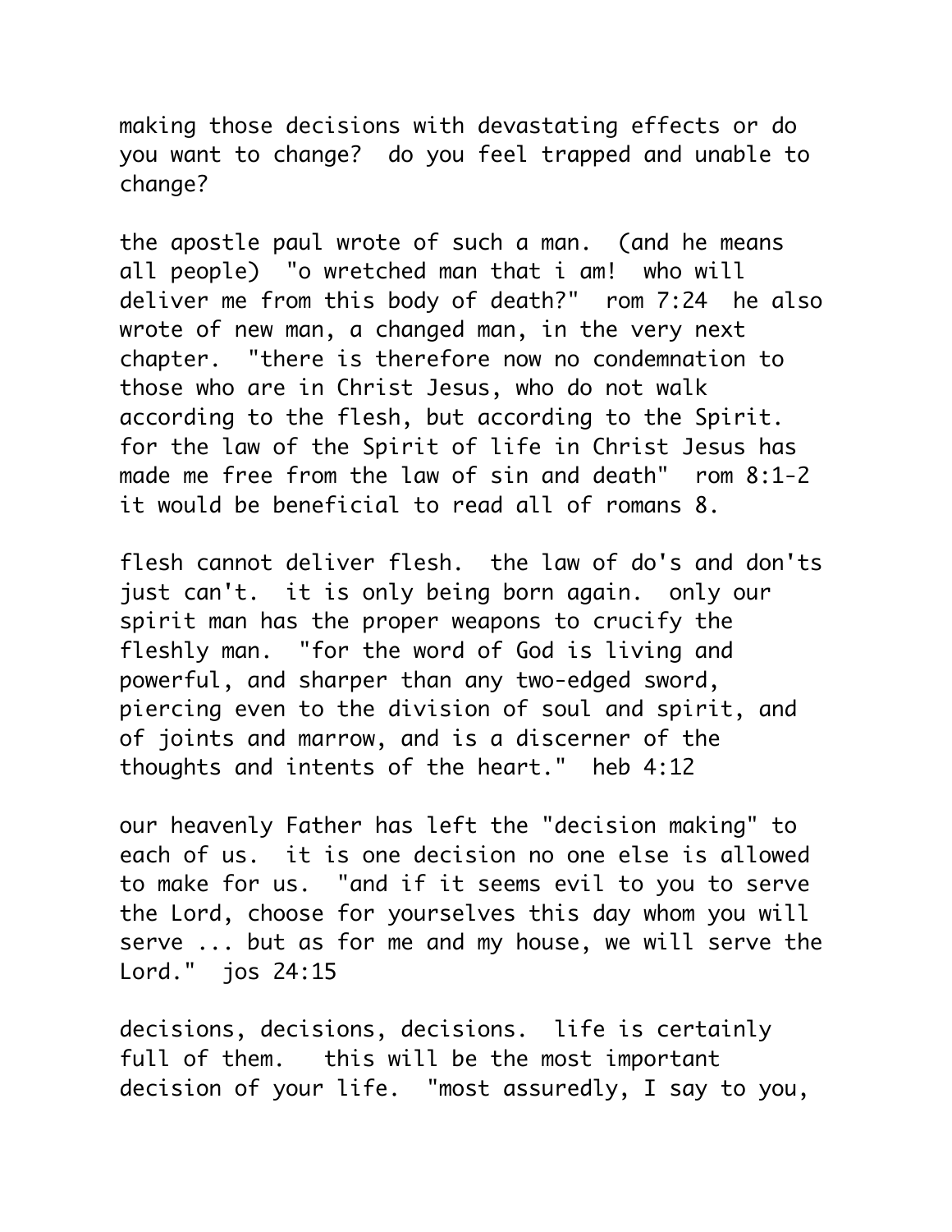making those decisions with devastating effects or do you want to change? do you feel trapped and unable to change?

the apostle paul wrote of such a man. (and he means all people) "o wretched man that i am! who will deliver me from this body of death?" rom 7:24 he also wrote of new man, a changed man, in the very next chapter. "there is therefore now no condemnation to those who are in Christ Jesus, who do not walk according to the flesh, but according to the Spirit. for the law of the Spirit of life in Christ Jesus has made me free from the law of sin and death" rom 8:1-2 it would be beneficial to read all of romans 8.

flesh cannot deliver flesh. the law of do's and don'ts just can't. it is only being born again. only our spirit man has the proper weapons to crucify the fleshly man. "for the word of God is living and powerful, and sharper than any two-edged sword, piercing even to the division of soul and spirit, and of joints and marrow, and is a discerner of the thoughts and intents of the heart." heb 4:12

our heavenly Father has left the "decision making" to each of us. it is one decision no one else is allowed to make for us. "and if it seems evil to you to serve the Lord, choose for yourselves this day whom you will serve ... but as for me and my house, we will serve the Lord." jos 24:15

decisions, decisions, decisions. life is certainly full of them. this will be the most important decision of your life. "most assuredly, I say to you,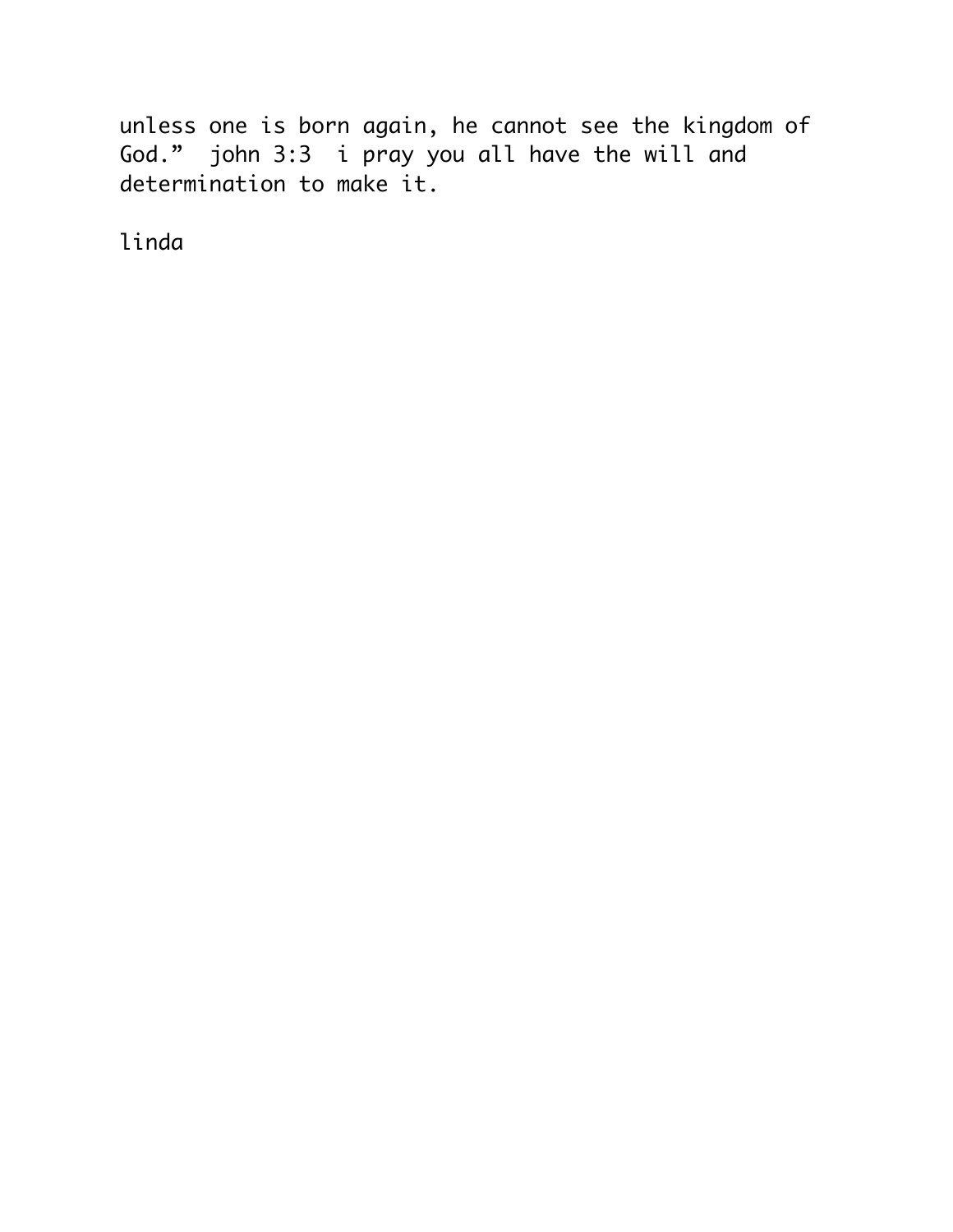unless one is born again, he cannot see the kingdom of God."  john 3:3  i pray you all have the will and determination to make it.

linda